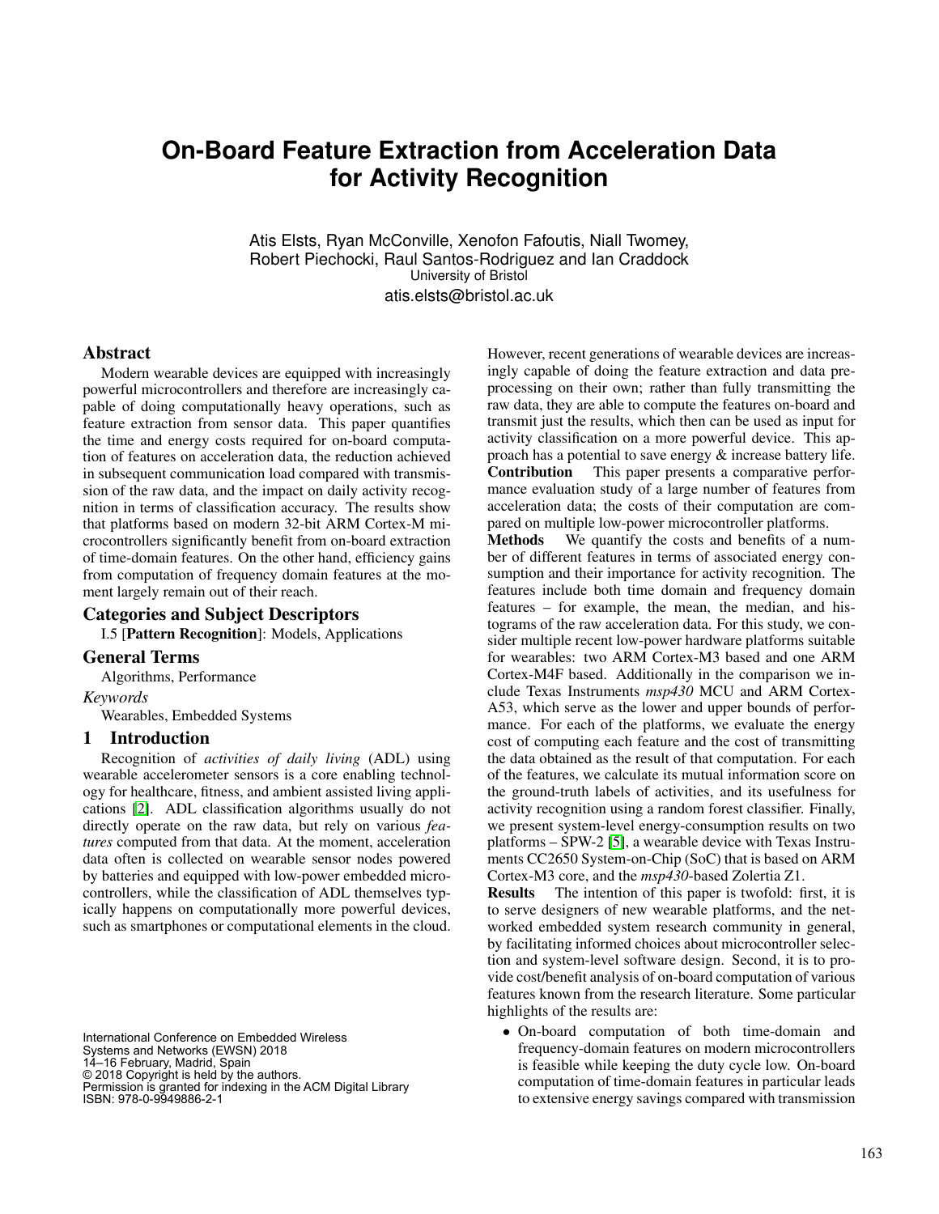# On-Board Feature Extraction from Acceleration Data for Activity Recognition

Atis Elsts, Ryan McConville, Xenofon Fafoutis, Niall Twomey, Robert Piechocki, Raul Santos-Rodriguez and Ian Craddock
University of Bristol
atis.elsts@bristol.ac.uk

## Abstract

Modern wearable devices are equipped with increasingly powerful microcontrollers and therefore are increasingly capable of doing computationally heavy operations, such as feature extraction from sensor data. This paper quantifies the time and energy costs required for on-board computation of features on acceleration data, the reduction achieved in subsequent communication load compared with transmission of the raw data, and the impact on daily activity recognition in terms of classification accuracy. The results show that platforms based on modern 32-bit ARM Cortex-M microcontrollers significantly benefit from on-board extraction of time-domain features. On the other hand, efficiency gains from computation of frequency domain features at the moment largely remain out of their reach.

## Categories and Subject Descriptors

I.5 [**Pattern Recognition**]: Models, Applications

## General Terms

Algorithms, Performance

*Keywords*

Wearables, Embedded Systems

## 1 Introduction

Recognition of *activities of daily living* (ADL) using wearable accelerometer sensors is a core enabling technology for healthcare, fitness, and ambient assisted living applications [2]. ADL classification algorithms usually do not directly operate on the raw data, but rely on various *features* computed from that data. At the moment, acceleration data often is collected on wearable sensor nodes powered by batteries and equipped with low-power embedded microcontrollers, while the classification of ADL themselves typically happens on computationally more powerful devices, such as smartphones or computational elements in the cloud.

International Conference on Embedded Wireless Systems and Networks (EWSN) 2018
14–16 February, Madrid, Spain
© 2018 Copyright is held by the authors.
Permission is granted for indexing in the ACM Digital Library
ISBN: 978-0-9949886-2-1

However, recent generations of wearable devices are increasingly capable of doing the feature extraction and data preprocessing on their own; rather than fully transmitting the raw data, they are able to compute the features on-board and transmit just the results, which then can be used as input for activity classification on a more powerful device. This approach has a potential to save energy & increase battery life.

**Contribution** This paper presents a comparative performance evaluation study of a large number of features from acceleration data; the costs of their computation are compared on multiple low-power microcontroller platforms.

**Methods** We quantify the costs and benefits of a number of different features in terms of associated energy consumption and their importance for activity recognition. The features include both time domain and frequency domain features – for example, the mean, the median, and histograms of the raw acceleration data. For this study, we consider multiple recent low-power hardware platforms suitable for wearables: two ARM Cortex-M3 based and one ARM Cortex-M4F based. Additionally in the comparison we include Texas Instruments *msp430* MCU and ARM Cortex-A53, which serve as the lower and upper bounds of performance. For each of the platforms, we evaluate the energy cost of computing each feature and the cost of transmitting the data obtained as the result of that computation. For each of the features, we calculate its mutual information score on the ground-truth labels of activities, and its usefulness for activity recognition using a random forest classifier. Finally, we present system-level energy-consumption results on two platforms – SPW-2 [5], a wearable device with Texas Instruments CC2650 System-on-Chip (SoC) that is based on ARM Cortex-M3 core, and the *msp430*-based Zolertia Z1.

**Results** The intention of this paper is twofold: first, it is to serve designers of new wearable platforms, and the networked embedded system research community in general, by facilitating informed choices about microcontroller selection and system-level software design. Second, it is to provide cost/benefit analysis of on-board computation of various features known from the research literature. Some particular highlights of the results are:

- On-board computation of both time-domain and frequency-domain features on modern microcontrollers is feasible while keeping the duty cycle low. On-board computation of time-domain features in particular leads to extensive energy savings compared with transmission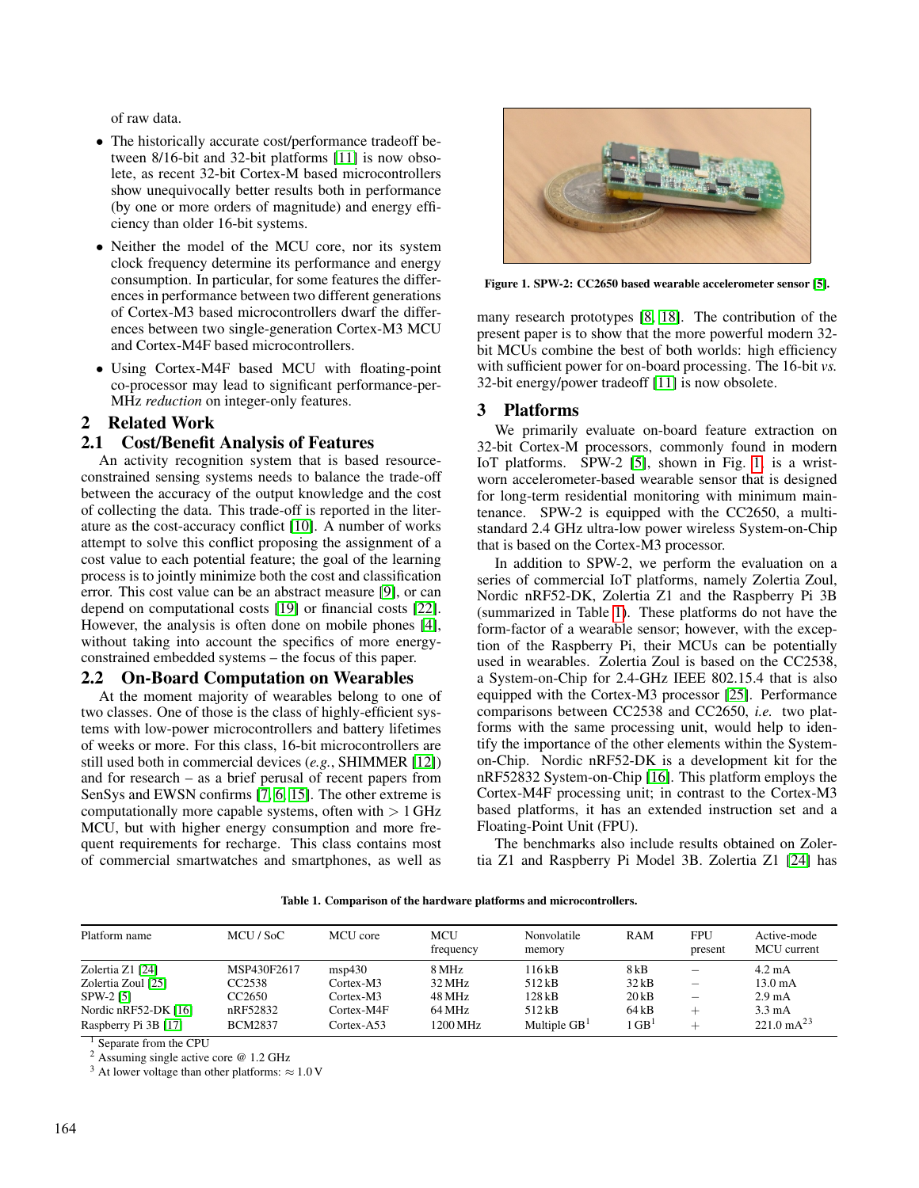of raw data.

- The historically accurate cost/performance tradeoff between 8/16-bit and 32-bit platforms [11] is now obsolete, as recent 32-bit Cortex-M based microcontrollers show unequivocally better results both in performance (by one or more orders of magnitude) and energy efficiency than older 16-bit systems.
- Neither the model of the MCU core, nor its system clock frequency determine its performance and energy consumption. In particular, for some features the differences in performance between two different generations of Cortex-M3 based microcontrollers dwarf the differences between two single-generation Cortex-M3 MCU and Cortex-M4F based microcontrollers.
- Using Cortex-M4F based MCU with floating-point co-processor may lead to significant performance-per-MHz *reduction* on integer-only features.

## 2 Related Work

### 2.1 Cost/Benefit Analysis of Features

An activity recognition system that is based resource-constrained sensing systems needs to balance the trade-off between the accuracy of the output knowledge and the cost of collecting the data. This trade-off is reported in the literature as the cost-accuracy conflict [10]. A number of works attempt to solve this conflict proposing the assignment of a cost value to each potential feature; the goal of the learning process is to jointly minimize both the cost and classification error. This cost value can be an abstract measure [9], or can depend on computational costs [19] or financial costs [22]. However, the analysis is often done on mobile phones [4], without taking into account the specifics of more energy-constrained embedded systems – the focus of this paper.

### 2.2 On-Board Computation on Wearables

At the moment majority of wearables belong to one of two classes. One of those is the class of highly-efficient systems with low-power microcontrollers and battery lifetimes of weeks or more. For this class, 16-bit microcontrollers are still used both in commercial devices (*e.g.*, SHIMMER [12]) and for research – as a brief perusal of recent papers from SenSys and EWSN confirms [7, 6, 15]. The other extreme is computationally more capable systems, often with $> 1$ GHz MCU, but with higher energy consumption and more frequent requirements for recharge. This class contains most of commercial smartwatches and smartphones, as well as many research prototypes [8, 18]. The contribution of the present paper is to show that the more powerful modern 32-bit MCUs combine the best of both worlds: high efficiency with sufficient power for on-board processing. The 16-bit *vs.* 32-bit energy/power tradeoff [11] is now obsolete.

**Figure 1. SPW-2: CC2650 based wearable accelerometer sensor [5].**

## 3 Platforms

We primarily evaluate on-board feature extraction on 32-bit Cortex-M processors, commonly found in modern IoT platforms. SPW-2 [5], shown in Fig. 1, is a wrist-worn accelerometer-based wearable sensor that is designed for long-term residential monitoring with minimum maintenance. SPW-2 is equipped with the CC2650, a multi-standard 2.4 GHz ultra-low power wireless System-on-Chip that is based on the Cortex-M3 processor.

In addition to SPW-2, we perform the evaluation on a series of commercial IoT platforms, namely Zolertia Zoul, Nordic nRF52-DK, Zolertia Z1 and the Raspberry Pi 3B (summarized in Table 1). These platforms do not have the form-factor of a wearable sensor; however, with the exception of the Raspberry Pi, their MCUs can be potentially used in wearables. Zolertia Zoul is based on the CC2538, a System-on-Chip for 2.4-GHz IEEE 802.15.4 that is also equipped with the Cortex-M3 processor [25]. Performance comparisons between CC2538 and CC2650, *i.e.* two platforms with the same processing unit, would help to identify the importance of the other elements within the System-on-Chip. Nordic nRF52-DK is a development kit for the nRF52832 System-on-Chip [16]. This platform employs the Cortex-M4F processing unit; in contrast to the Cortex-M3 based platforms, it has an extended instruction set and a Floating-Point Unit (FPU).

The benchmarks also include results obtained on Zolertia Z1 and Raspberry Pi Model 3B. Zolertia Z1 [24] has

**Table 1. Comparison of the hardware platforms and microcontrollers.**

| Platform name | MCU / SoC | MCU core | MCU frequency | Nonvolatile memory | RAM | FPU present | Active-mode MCU current |
|---|---|---|---|---|---|---|---|
| Zolertia Z1 [24] | MSP430F2617 | msp430 | 8 MHz | 116 kB | 8 kB | – | 4.2 mA |
| Zolertia Zoul [25] | CC2538 | Cortex-M3 | 32 MHz | 512 kB | 32 kB | – | 13.0 mA |
| SPW-2 [5] | CC2650 | Cortex-M3 | 48 MHz | 128 kB | 20 kB | – | 2.9 mA |
| Nordic nRF52-DK [16] | nRF52832 | Cortex-M4F | 64 MHz | 512 kB | 64 kB | + | 3.3 mA |
| Raspberry Pi 3B [17] | BCM2837 | Cortex-A53 | 1200 MHz | Multiple GB[1] | 1 GB[1] | + | 221.0 mA[2,3] |

[1] Separate from the CPU
[2] Assuming single active core @ 1.2 GHz
[3] At lower voltage than other platforms: $\approx 1.0$ V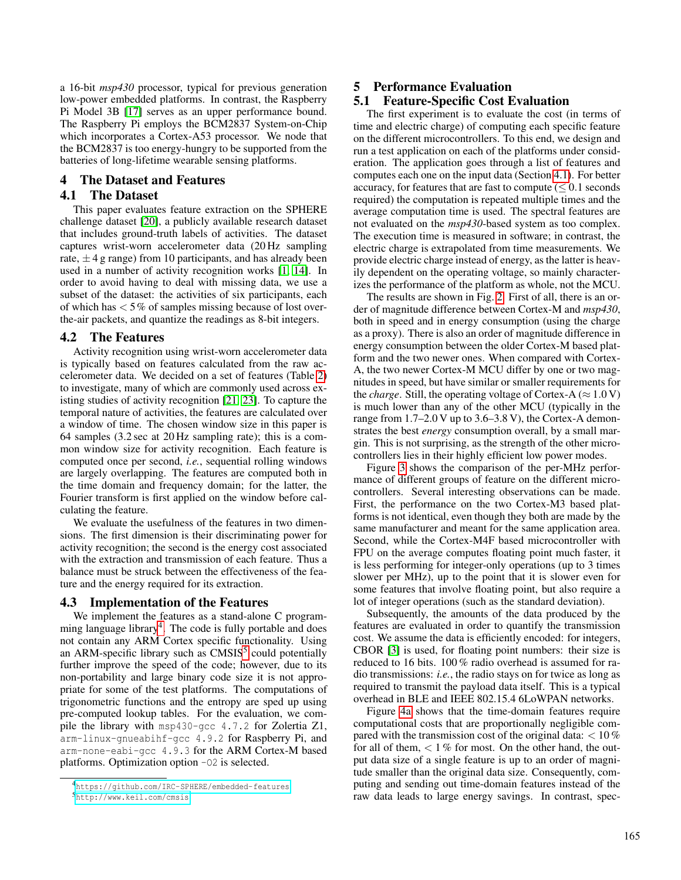a 16-bit *msp430* processor, typical for previous generation low-power embedded platforms. In contrast, the Raspberry Pi Model 3B [17] serves as an upper performance bound. The Raspberry Pi employs the BCM2837 System-on-Chip which incorporates a Cortex-A53 processor. We node that the BCM2837 is too energy-hungry to be supported from the batteries of long-lifetime wearable sensing platforms.

## 4 The Dataset and Features

### 4.1 The Dataset

This paper evaluates feature extraction on the SPHERE challenge dataset [20], a publicly available research dataset that includes ground-truth labels of activities. The dataset captures wrist-worn accelerometer data (20 Hz sampling rate, $\pm 4$ g range) from 10 participants, and has already been used in a number of activity recognition works [1, 14]. In order to avoid having to deal with missing data, we use a subset of the dataset: the activities of six participants, each of which has $< 5\,\%$ of samples missing because of lost over-the-air packets, and quantize the readings as 8-bit integers.

### 4.2 The Features

Activity recognition using wrist-worn accelerometer data is typically based on features calculated from the raw accelerometer data. We decided on a set of features (Table 2) to investigate, many of which are commonly used across existing studies of activity recognition [21, 23]. To capture the temporal nature of activities, the features are calculated over a window of time. The chosen window size in this paper is 64 samples (3.2 sec at 20 Hz sampling rate); this is a common window size for activity recognition. Each feature is computed once per second, *i.e.*, sequential rolling windows are largely overlapping. The features are computed both in the time domain and frequency domain; for the latter, the Fourier transform is first applied on the window before calculating the feature.

We evaluate the usefulness of the features in two dimensions. The first dimension is their discriminating power for activity recognition; the second is the energy cost associated with the extraction and transmission of each feature. Thus a balance must be struck between the effectiveness of the feature and the energy required for its extraction.

### 4.3 Implementation of the Features

We implement the features as a stand-alone C programming language library[4]. The code is fully portable and does not contain any ARM Cortex specific functionality. Using an ARM-specific library such as CMSIS[5] could potentially further improve the speed of the code; however, due to its non-portability and large binary code size it is not appropriate for some of the test platforms. The computations of trigonometric functions and the entropy are sped up using pre-computed lookup tables. For the evaluation, we compile the library with `msp430-gcc 4.7.2` for Zolertia Z1, `arm-linux-gnueabihf-gcc 4.9.2` for Raspberry Pi, and `arm-none-eabi-gcc 4.9.3` for the ARM Cortex-M based platforms. Optimization option `-O2` is selected.

[4] https://github.com/IRC-SPHERE/embedded-features

[5] http://www.keil.com/cmsis

## 5 Performance Evaluation

### 5.1 Feature-Specific Cost Evaluation

The first experiment is to evaluate the cost (in terms of time and electric charge) of computing each specific feature on the different microcontrollers. To this end, we design and run a test application on each of the platforms under consideration. The application goes through a list of features and computes each one on the input data (Section 4.1). For better accuracy, for features that are fast to compute ($\leq 0.1$ seconds required) the computation is repeated multiple times and the average computation time is used. The spectral features are not evaluated on the *msp430*-based system as too complex. The execution time is measured in software; in contrast, the electric charge is extrapolated from time measurements. We provide electric charge instead of energy, as the latter is heavily dependent on the operating voltage, so mainly characterizes the performance of the platform as whole, not the MCU.

The results are shown in Fig. 2. First of all, there is an order of magnitude difference between Cortex-M and *msp430*, both in speed and in energy consumption (using the charge as a proxy). There is also an order of magnitude difference in energy consumption between the older Cortex-M based platform and the two newer ones. When compared with Cortex-A, the two newer Cortex-M MCU differ by one or two magnitudes in speed, but have similar or smaller requirements for the *charge*. Still, the operating voltage of Cortex-A ($\approx 1.0$ V) is much lower than any of the other MCU (typically in the range from 1.7–2.0 V up to 3.6–3.8 V), the Cortex-A demonstrates the best *energy* consumption overall, by a small margin. This is not surprising, as the strength of the other microcontrollers lies in their highly efficient low power modes.

Figure 3 shows the comparison of the per-MHz performance of different groups of feature on the different microcontrollers. Several interesting observations can be made. First, the performance on the two Cortex-M3 based platforms is not identical, even though they both are made by the same manufacturer and meant for the same application area. Second, while the Cortex-M4F based microcontroller with FPU on the average computes floating point much faster, it is less performing for integer-only operations (up to 3 times slower per MHz), up to the point that it is slower even for some features that involve floating point, but also require a lot of integer operations (such as the standard deviation).

Subsequently, the amounts of the data produced by the features are evaluated in order to quantify the transmission cost. We assume the data is efficiently encoded: for integers, CBOR [3] is used, for floating point numbers: their size is reduced to 16 bits. 100 % radio overhead is assumed for radio transmissions: *i.e.*, the radio stays on for twice as long as required to transmit the payload data itself. This is a typical overhead in BLE and IEEE 802.15.4 6LoWPAN networks.

Figure 4a shows that the time-domain features require computational costs that are proportionally negligible compared with the transmission cost of the original data: $< 10\,\%$ for all of them, $< 1\,\%$ for most. On the other hand, the output data size of a single feature is up to an order of magnitude smaller than the original data size. Consequently, computing and sending out time-domain features instead of the raw data leads to large energy savings. In contrast, spec-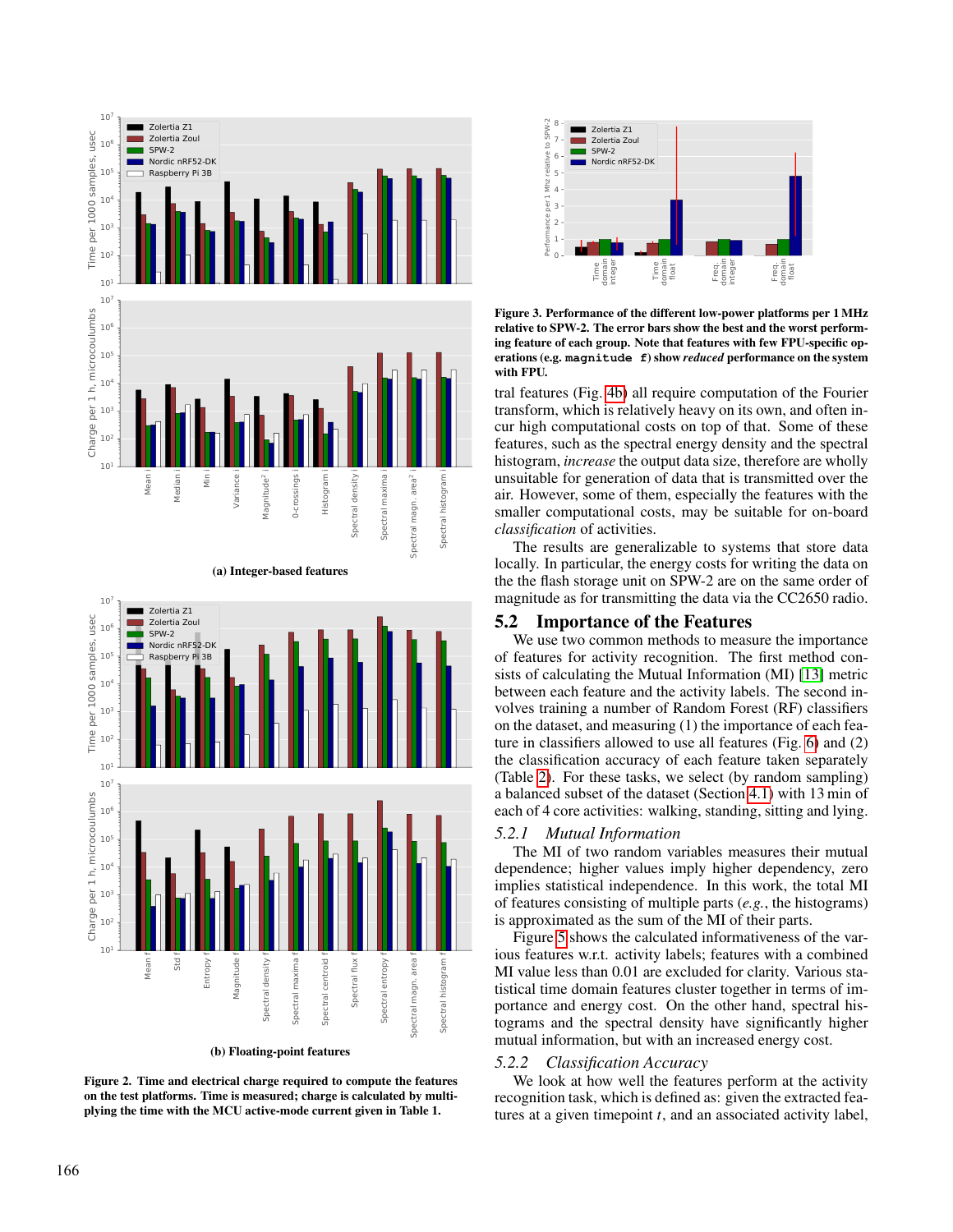(a) Integer-based features

(b) Floating-point features

**Figure 2. Time and electrical charge required to compute the features on the test platforms. Time is measured; charge is calculated by multiplying the time with the MCU active-mode current given in Table 1.**

**Figure 3. Performance of the different low-power platforms per 1 MHz relative to SPW-2. The error bars show the best and the worst performing feature of each group. Note that features with few FPU-specific operations (e.g. `magnitude f`) show *reduced* performance on the system with FPU.**

tral features (Fig. 4b) all require computation of the Fourier transform, which is relatively heavy on its own, and often incur high computational costs on top of that. Some of these features, such as the spectral energy density and the spectral histogram, *increase* the output data size, therefore are wholly unsuitable for generation of data that is transmitted over the air. However, some of them, especially the features with the smaller computational costs, may be suitable for on-board *classification* of activities.

The results are generalizable to systems that store data locally. In particular, the energy costs for writing the data on the the flash storage unit on SPW-2 are on the same order of magnitude as for transmitting the data via the CC2650 radio.

## 5.2 Importance of the Features

We use two common methods to measure the importance of features for activity recognition. The first method consists of calculating the Mutual Information (MI) [13] metric between each feature and the activity labels. The second involves training a number of Random Forest (RF) classifiers on the dataset, and measuring (1) the importance of each feature in classifiers allowed to use all features (Fig. 6) and (2) the classification accuracy of each feature taken separately (Table 2). For these tasks, we select (by random sampling) a balanced subset of the dataset (Section 4.1) with 13 min of each of 4 core activities: walking, standing, sitting and lying.

### *5.2.1 Mutual Information*

The MI of two random variables measures their mutual dependence; higher values imply higher dependency, zero implies statistical independence. In this work, the total MI of features consisting of multiple parts (*e.g.*, the histograms) is approximated as the sum of the MI of their parts.

Figure 5 shows the calculated informativeness of the various features w.r.t. activity labels; features with a combined MI value less than 0.01 are excluded for clarity. Various statistical time domain features cluster together in terms of importance and energy cost. On the other hand, spectral histograms and the spectral density have significantly higher mutual information, but with an increased energy cost.

### *5.2.2 Classification Accuracy*

We look at how well the features perform at the activity recognition task, which is defined as: given the extracted features at a given timepoint $t$, and an associated activity label,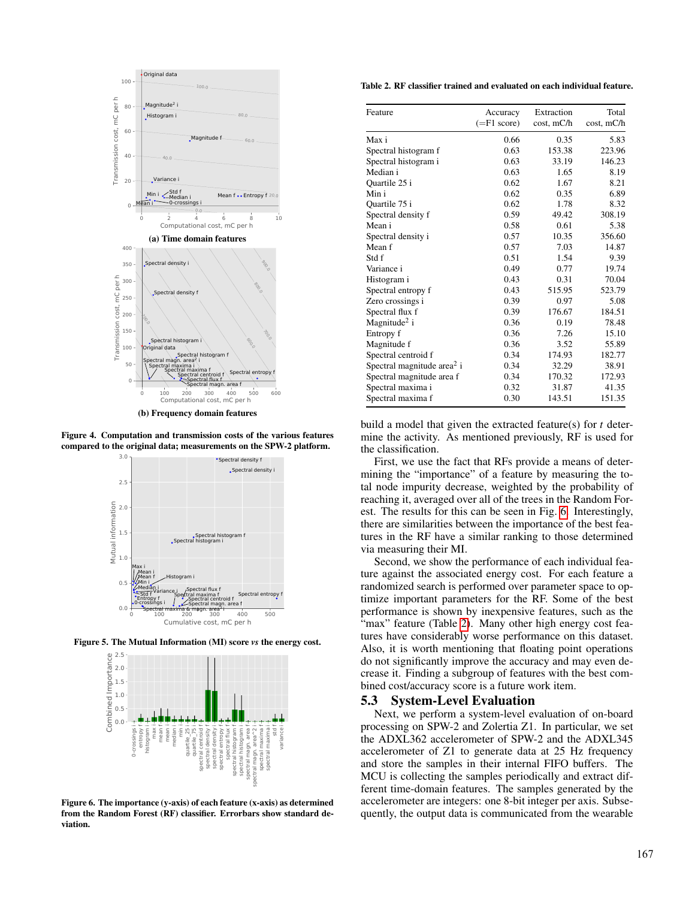**Table 2. RF classifier trained and evaluated on each individual feature.**

| Feature | Accuracy (=F1 score) | Extraction cost, mC/h | Total cost, mC/h |
|---|---|---|---|
| Max i | 0.66 | 0.35 | 5.83 |
| Spectral histogram f | 0.63 | 153.38 | 223.96 |
| Spectral histogram i | 0.63 | 33.19 | 146.23 |
| Median i | 0.63 | 1.65 | 8.19 |
| Quartile 25 i | 0.62 | 1.67 | 8.21 |
| Min i | 0.62 | 0.35 | 6.89 |
| Quartile 75 i | 0.62 | 1.78 | 8.32 |
| Spectral density f | 0.59 | 49.42 | 308.19 |
| Mean i | 0.58 | 0.61 | 5.38 |
| Spectral density i | 0.57 | 10.35 | 356.60 |
| Mean f | 0.57 | 7.03 | 14.87 |
| Std f | 0.51 | 1.54 | 9.39 |
| Variance i | 0.49 | 0.77 | 19.74 |
| Histogram i | 0.43 | 0.31 | 70.04 |
| Spectral entropy f | 0.43 | 515.95 | 523.79 |
| Zero crossings i | 0.39 | 0.97 | 5.08 |
| Spectral flux f | 0.39 | 176.67 | 184.51 |
| Magnitude$^2$ i | 0.36 | 0.19 | 78.48 |
| Entropy f | 0.36 | 7.26 | 15.10 |
| Magnitude f | 0.36 | 3.52 | 55.89 |
| Spectral centroid f | 0.34 | 174.93 | 182.77 |
| Spectral magnitude area$^2$ i | 0.34 | 32.29 | 38.91 |
| Spectral magnitude area f | 0.34 | 170.32 | 172.93 |
| Spectral maxima i | 0.32 | 31.87 | 41.35 |
| Spectral maxima f | 0.30 | 143.51 | 151.35 |

**(a) Time domain features**

**(b) Frequency domain features**

**Figure 4. Computation and transmission costs of the various features compared to the original data; measurements on the SPW-2 platform.**

**Figure 5. The Mutual Information (MI) score *vs* the energy cost.**

**Figure 6. The importance (y-axis) of each feature (x-axis) as determined from the Random Forest (RF) classifier. Errorbars show standard deviation.**

build a model that given the extracted feature(s) for $t$ determine the activity. As mentioned previously, RF is used for the classification.

First, we use the fact that RFs provide a means of determining the "importance" of a feature by measuring the total node impurity decrease, weighted by the probability of reaching it, averaged over all of the trees in the Random Forest. The results for this can be seen in Fig. 6. Interestingly, there are similarities between the importance of the best features in the RF have a similar ranking to those determined via measuring their MI.

Second, we show the performance of each individual feature against the associated energy cost. For each feature a randomized search is performed over parameter space to optimize important parameters for the RF. Some of the best performance is shown by inexpensive features, such as the "max" feature (Table 2). Many other high energy cost features have considerably worse performance on this dataset. Also, it is worth mentioning that floating point operations do not significantly improve the accuracy and may even decrease it. Finding a subgroup of features with the best combined cost/accuracy score is a future work item.

## 5.3 System-Level Evaluation

Next, we perform a system-level evaluation of on-board processing on SPW-2 and Zolertia Z1. In particular, we set the ADXL362 accelerometer of SPW-2 and the ADXL345 accelerometer of Z1 to generate data at 25 Hz frequency and store the samples in their internal FIFO buffers. The MCU is collecting the samples periodically and extract different time-domain features. The samples generated by the accelerometer are integers: one 8-bit integer per axis. Subsequently, the output data is communicated from the wearable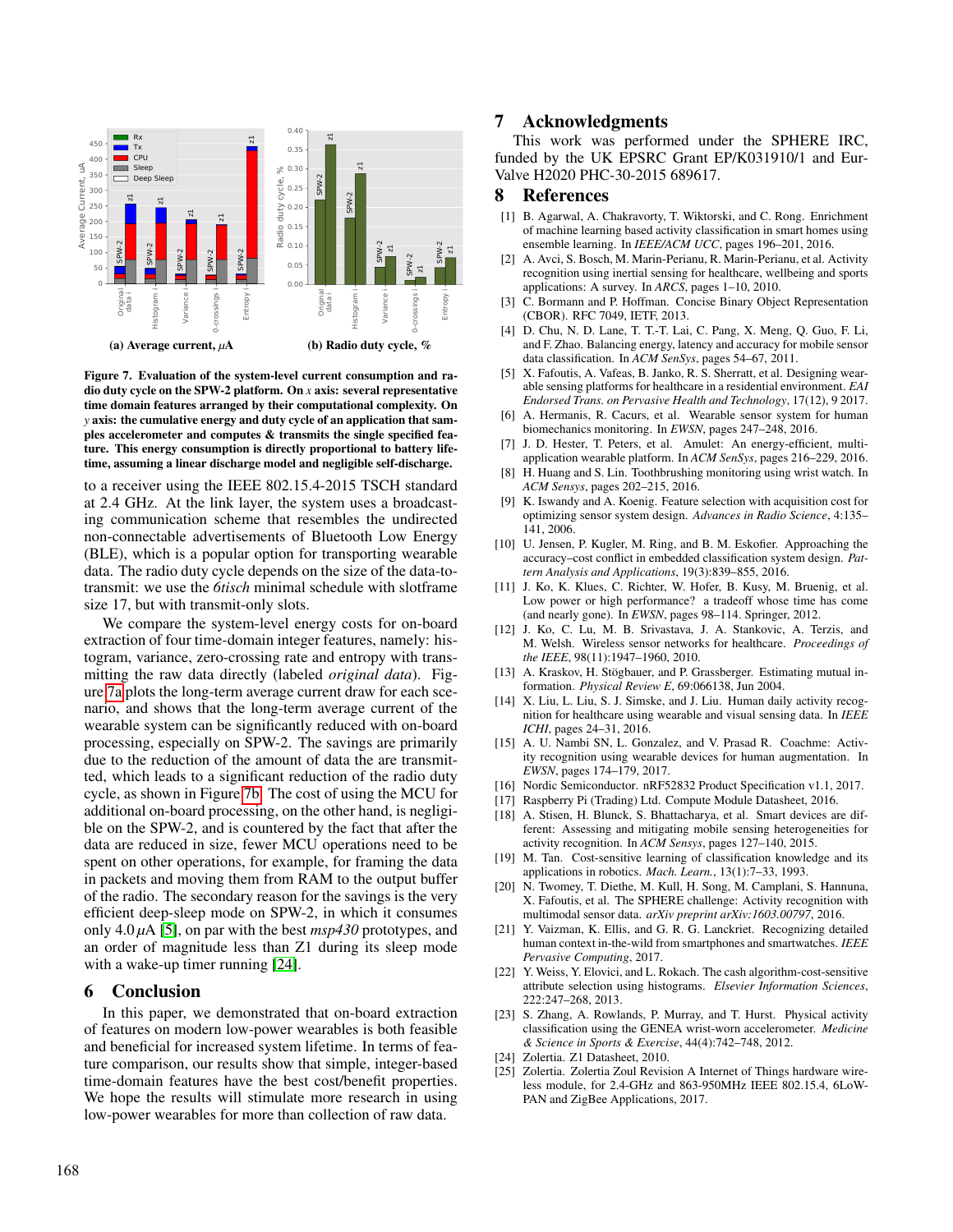Rx
Tx
CPU
Sleep
Deep Sleep

Average Current, uA

450
400
350
300
250
200
150
100
50
0

SPW-2 z1 SPW-2 z1 SPW-2 z1 SPW-2 z1 SPW-2 z1

Original data i
Histogram i
Variance i
0-crossings i
Entropy i

(a) Average current, $\mu$A

Radio duty cycle, %

0.40
0.35
0.30
0.25
0.20
0.15
0.10
0.05
0.00

SPW-2 z1 SPW-2 z1 SPW-2 z1 SPW-2 z1 SPW-2 z1

Original data i
Histogram i
Variance i
0-crossings i
Entropy i

(b) Radio duty cycle, %

**Figure 7. Evaluation of the system-level current consumption and radio duty cycle on the SPW-2 platform. On *x* axis: several representative time domain features arranged by their computational complexity. On *y* axis: the cumulative energy and duty cycle of an application that samples accelerometer and computes & transmits the single specified feature. This energy consumption is directly proportional to battery lifetime, assuming a linear discharge model and negligible self-discharge.**

to a receiver using the IEEE 802.15.4-2015 TSCH standard at 2.4 GHz. At the link layer, the system uses a broadcasting communication scheme that resembles the undirected non-connectable advertisements of Bluetooth Low Energy (BLE), which is a popular option for transporting wearable data. The radio duty cycle depends on the size of the data-to-transmit: we use the *6tisch* minimal schedule with slotframe size 17, but with transmit-only slots.

We compare the system-level energy costs for on-board extraction of four time-domain integer features, namely: histogram, variance, zero-crossing rate and entropy with transmitting the raw data directly (labeled *original data*). Figure 7a plots the long-term average current draw for each scenario, and shows that the long-term average current of the wearable system can be significantly reduced with on-board processing, especially on SPW-2. The savings are primarily due to the reduction of the amount of data the are transmitted, which leads to a significant reduction of the radio duty cycle, as shown in Figure 7b. The cost of using the MCU for additional on-board processing, on the other hand, is negligible on the SPW-2, and is countered by the fact that after the data are reduced in size, fewer MCU operations need to be spent on other operations, for example, for framing the data in packets and moving them from RAM to the output buffer of the radio. The secondary reason for the savings is the very efficient deep-sleep mode on SPW-2, in which it consumes only 4.0 $\mu$A [5], on par with the best *msp430* prototypes, and an order of magnitude less than Z1 during its sleep mode with a wake-up timer running [24].

## 6 Conclusion

In this paper, we demonstrated that on-board extraction of features on modern low-power wearables is both feasible and beneficial for increased system lifetime. In terms of feature comparison, our results show that simple, integer-based time-domain features have the best cost/benefit properties. We hope the results will stimulate more research in using low-power wearables for more than collection of raw data.

## 7 Acknowledgments

This work was performed under the SPHERE IRC, funded by the UK EPSRC Grant EP/K031910/1 and EurValve H2020 PHC-30-2015 689617.

## 8 References

[1] B. Agarwal, A. Chakravorty, T. Wiktorski, and C. Rong. Enrichment of machine learning based activity classification in smart homes using ensemble learning. In *IEEE/ACM UCC*, pages 196–201, 2016.

[2] A. Avci, S. Bosch, M. Marin-Perianu, R. Marin-Perianu, et al. Activity recognition using inertial sensing for healthcare, wellbeing and sports applications: A survey. In *ARCS*, pages 1–10, 2010.

[3] C. Bormann and P. Hoffman. Concise Binary Object Representation (CBOR). RFC 7049, IETF, 2013.

[4] D. Chu, N. D. Lane, T. T.-T. Lai, C. Pang, X. Meng, Q. Guo, F. Li, and F. Zhao. Balancing energy, latency and accuracy for mobile sensor data classification. In *ACM SenSys*, pages 54–67, 2011.

[5] X. Fafoutis, A. Vafeas, B. Janko, R. S. Sherratt, et al. Designing wearable sensing platforms for healthcare in a residential environment. *EAI Endorsed Trans. on Pervasive Health and Technology*, 17(12), 9 2017.

[6] A. Hermanis, R. Cacurs, et al. Wearable sensor system for human biomechanics monitoring. In *EWSN*, pages 247–248, 2016.

[7] J. D. Hester, T. Peters, et al. Amulet: An energy-efficient, multi-application wearable platform. In *ACM SenSys*, pages 216–229, 2016.

[8] H. Huang and S. Lin. Toothbrushing monitoring using wrist watch. In *ACM Sensys*, pages 202–215, 2016.

[9] K. Iswandy and A. Koenig. Feature selection with acquisition cost for optimizing sensor system design. *Advances in Radio Science*, 4:135–141, 2006.

[10] U. Jensen, P. Kugler, M. Ring, and B. M. Eskofier. Approaching the accuracy–cost conflict in embedded classification system design. *Pattern Analysis and Applications*, 19(3):839–855, 2016.

[11] J. Ko, K. Klues, C. Richter, W. Hofer, B. Kusy, M. Bruenig, et al. Low power or high performance? a tradeoff whose time has come (and nearly gone). In *EWSN*, pages 98–114. Springer, 2012.

[12] J. Ko, C. Lu, M. B. Srivastava, J. A. Stankovic, A. Terzis, and M. Welsh. Wireless sensor networks for healthcare. *Proceedings of the IEEE*, 98(11):1947–1960, 2010.

[13] A. Kraskov, H. Stögbauer, and P. Grassberger. Estimating mutual information. *Physical Review E*, 69:066138, Jun 2004.

[14] X. Liu, L. Liu, S. J. Simske, and J. Liu. Human daily activity recognition for healthcare using wearable and visual sensing data. In *IEEE ICHI*, pages 24–31, 2016.

[15] A. U. Nambi SN, L. Gonzalez, and V. Prasad R. Coachme: Activity recognition using wearable devices for human augmentation. In *EWSN*, pages 174–179, 2017.

[16] Nordic Semiconductor. nRF52832 Product Specification v1.1, 2017.

[17] Raspberry Pi (Trading) Ltd. Compute Module Datasheet, 2016.

[18] A. Stisen, H. Blunck, S. Bhattacharya, et al. Smart devices are different: Assessing and mitigating mobile sensing heterogeneities for activity recognition. In *ACM Sensys*, pages 127–140, 2015.

[19] M. Tan. Cost-sensitive learning of classification knowledge and its applications in robotics. *Mach. Learn.*, 13(1):7–33, 1993.

[20] N. Twomey, T. Diethe, M. Kull, H. Song, M. Camplani, S. Hannuna, X. Fafoutis, et al. The SPHERE challenge: Activity recognition with multimodal sensor data. *arXiv preprint arXiv:1603.00797*, 2016.

[21] Y. Vaizman, K. Ellis, and G. R. G. Lanckriet. Recognizing detailed human context in-the-wild from smartphones and smartwatches. *IEEE Pervasive Computing*, 2017.

[22] Y. Weiss, Y. Elovici, and L. Rokach. The cash algorithm-cost-sensitive attribute selection using histograms. *Elsevier Information Sciences*, 222:247–268, 2013.

[23] S. Zhang, A. Rowlands, P. Murray, and T. Hurst. Physical activity classification using the GENEA wrist-worn accelerometer. *Medicine & Science in Sports & Exercise*, 44(4):742–748, 2012.

[24] Zolertia. Z1 Datasheet, 2010.

[25] Zolertia. Zolertia Zoul Revision A Internet of Things hardware wireless module, for 2.4-GHz and 863-950MHz IEEE 802.15.4, 6LoWPAN and ZigBee Applications, 2017.